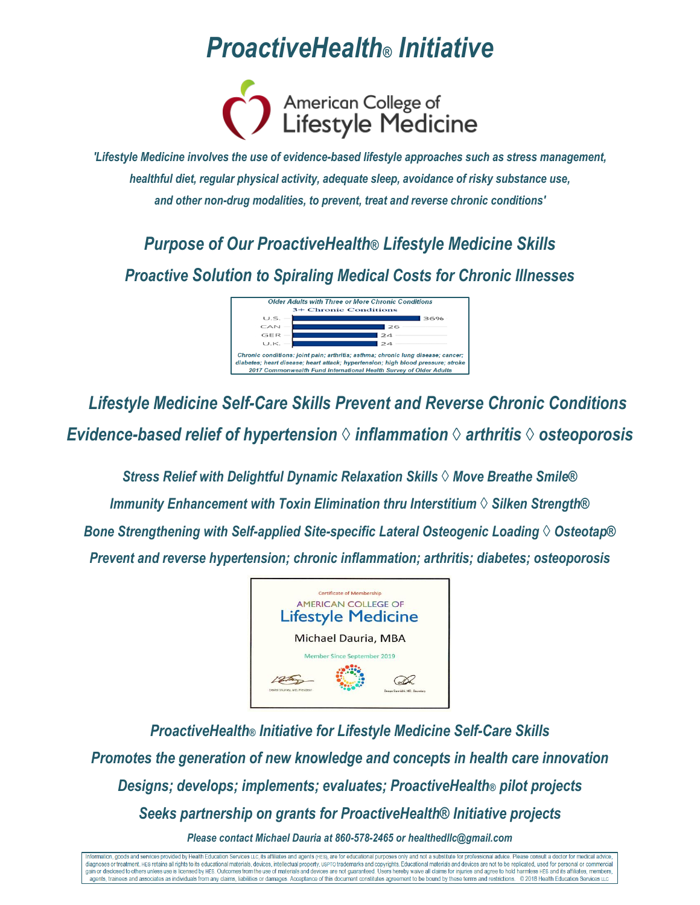# ProactiveHealth® Initiative

American College of Lifestyle Medicine

*'Lifestyle Medicine involves the use of evidence-based lifestyle approaches such as stress management, healthful diet, regular physical activity, adequate sleep, avoidance of risky substance use, and other non-drug modalities, to prevent, treat and reverse chronic conditions'*

## Purpose of Our ProactiveHealth® Lifestyle Medicine Skills

## Proactive Solution to Spiraling Medical Costs for Chronic Illnesses

Older Adults with Three or More Chronic Conditions

3+ Chronic Conditions

| Country | % |
|---|---|
| U.S. | 36% |
| CAN | 26 |
| GER | 24 |
| U.K. | 24 |

*Chronic conditions: joint pain; arthritis; asthma; chronic lung disease; cancer; diabetes; heart disease; heart attack; hypertension; high blood pressure; stroke*

*2017 Commonwealth Fund International Health Survey of Older Adults*

## Lifestyle Medicine Self-Care Skills Prevent and Reverse Chronic Conditions

## Evidence-based relief of hypertension ◊ inflammation ◊ arthritis ◊ osteoporosis

*Stress Relief with Delightful Dynamic Relaxation Skills ◊ Move Breathe Smile®*

*Immunity Enhancement with Toxin Elimination thru Interstitium ◊ Silken Strength®*

*Bone Strengthening with Self-applied Site-specific Lateral Osteogenic Loading ◊ Osteotap®*

*Prevent and reverse hypertension; chronic inflammation; arthritis; diabetes; osteoporosis*

Certificate of Membership

AMERICAN COLLEGE OF Lifestyle Medicine

Michael Dauria, MBA

Member Since September 2019

## ProactiveHealth® Initiative for Lifestyle Medicine Self-Care Skills

*Promotes the generation of new knowledge and concepts in health care innovation*

*Designs; develops; implements; evaluates; ProactiveHealth® pilot projects*

*Seeks partnership on grants for ProactiveHealth® Initiative projects*

***Please contact Michael Dauria at 860-578-2465 or healthedllc@gmail.com***

Information, goods and services provided by Health Education Services LLC, its affiliates and agents (HES), are for educational purposes only and not a substitute for professional advice. Please consult a doctor for medical advice, diagnoses or treatment. HES retains all rights to its educational materials, devices, intellectual property, USPTO trademarks and copyrights. Educational materials and devices are not to be replicated, used for personal or commercial gain or disclosed to others unless use is licensed by HES. Outcomes from the use of materials and devices are not guaranteed. Users hereby waive all claims for injuries and agree to hold harmless HES and its affiliates, members, agents, trainees and associates as individuals from any claims, liabilities or damages. Acceptance of this document constitutes agreement to be bound by these terms and restrictions. © 2018 Health Education Services LLC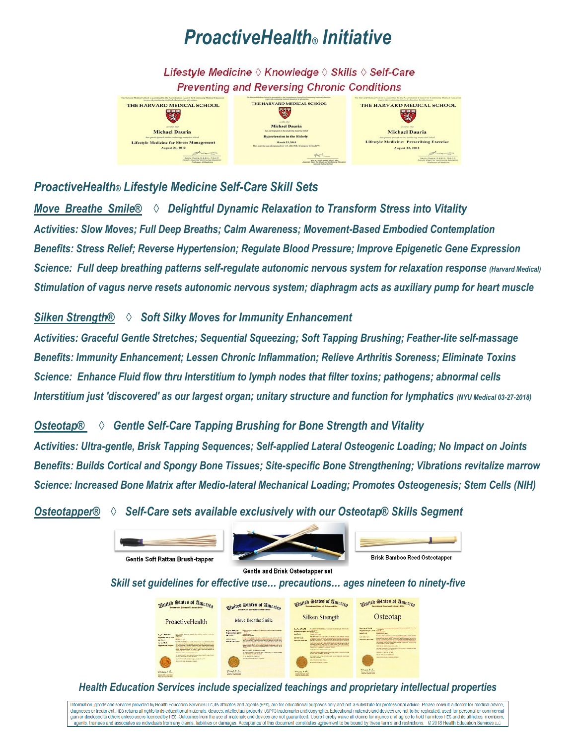# *ProactiveHealth® Initiative*

*Lifestyle Medicine ◊ Knowledge ◊ Skills ◊ Self-Care*
*Preventing and Reversing Chronic Conditions*

## *ProactiveHealth® Lifestyle Medicine Self-Care Skill Sets*

***Move Breathe Smile®*** *◊ **Delightful Dynamic Relaxation to Transform Stress into Vitality***

*Activities: Slow Moves; Full Deep Breaths; Calm Awareness; Movement-Based Embodied Contemplation*

*Benefits: Stress Relief; Reverse Hypertension; Regulate Blood Pressure; Improve Epigenetic Gene Expression*

*Science: Full deep breathing patterns self-regulate autonomic nervous system for relaxation response (Harvard Medical)*

*Stimulation of vagus nerve resets autonomic nervous system; diaphragm acts as auxiliary pump for heart muscle*

***Silken Strength®*** *◊ **Soft Silky Moves for Immunity Enhancement***

*Activities: Graceful Gentle Stretches; Sequential Squeezing; Soft Tapping Brushing; Feather-lite self-massage*

*Benefits: Immunity Enhancement; Lessen Chronic Inflammation; Relieve Arthritis Soreness; Eliminate Toxins*

*Science: Enhance Fluid flow thru Interstitium to lymph nodes that filter toxins; pathogens; abnormal cells*

*Interstitium just 'discovered' as our largest organ; unitary structure and function for lymphatics (NYU Medical 03-27-2018)*

***Osteotap®*** *◊ **Gentle Self-Care Tapping Brushing for Bone Strength and Vitality***

*Activities: Ultra-gentle, Brisk Tapping Sequences; Self-applied Lateral Osteogenic Loading; No Impact on Joints*

*Benefits: Builds Cortical and Spongy Bone Tissues; Site-specific Bone Strengthening; Vibrations revitalize marrow*

*Science: Increased Bone Matrix after Medio-lateral Mechanical Loading; Promotes Osteogenesis; Stem Cells (NIH)*

***Osteotapper®*** *◊ **Self-Care sets available exclusively with our Osteotap® Skills Segment***

Gentle Soft Rattan Brush-tapper

Gentle and Brisk Osteotapper set

Brisk Bamboo Reed Osteotapper

*Skill set guidelines for effective use… precautions… ages nineteen to ninety-five*

*Health Education Services include specialized teachings and proprietary intellectual properties*

Information, goods and services provided by Health Education Services LLC, its affiliates and agents (HES), are for educational purposes only and not a substitute for professional advice. Please consult a doctor for medical advice, diagnoses or treatment. HES retains all rights to its educational materials, devices, intellectual property, USPTO trademarks and copyrights. Educational materials and devices are not to be replicated, used for personal or commercial gain or disclosed to others unless use is licensed by HES. Outcomes from the use of materials and devices are not guaranteed. Users hereby waive all claims for injuries and agree to hold harmless HES and its affiliates, members, agents, trainees and associates as individuals from any claims, liabilities or damages. Acceptance of this document constitutes agreement to be bound by these terms and restrictions. © 2018 Health Education Services LLC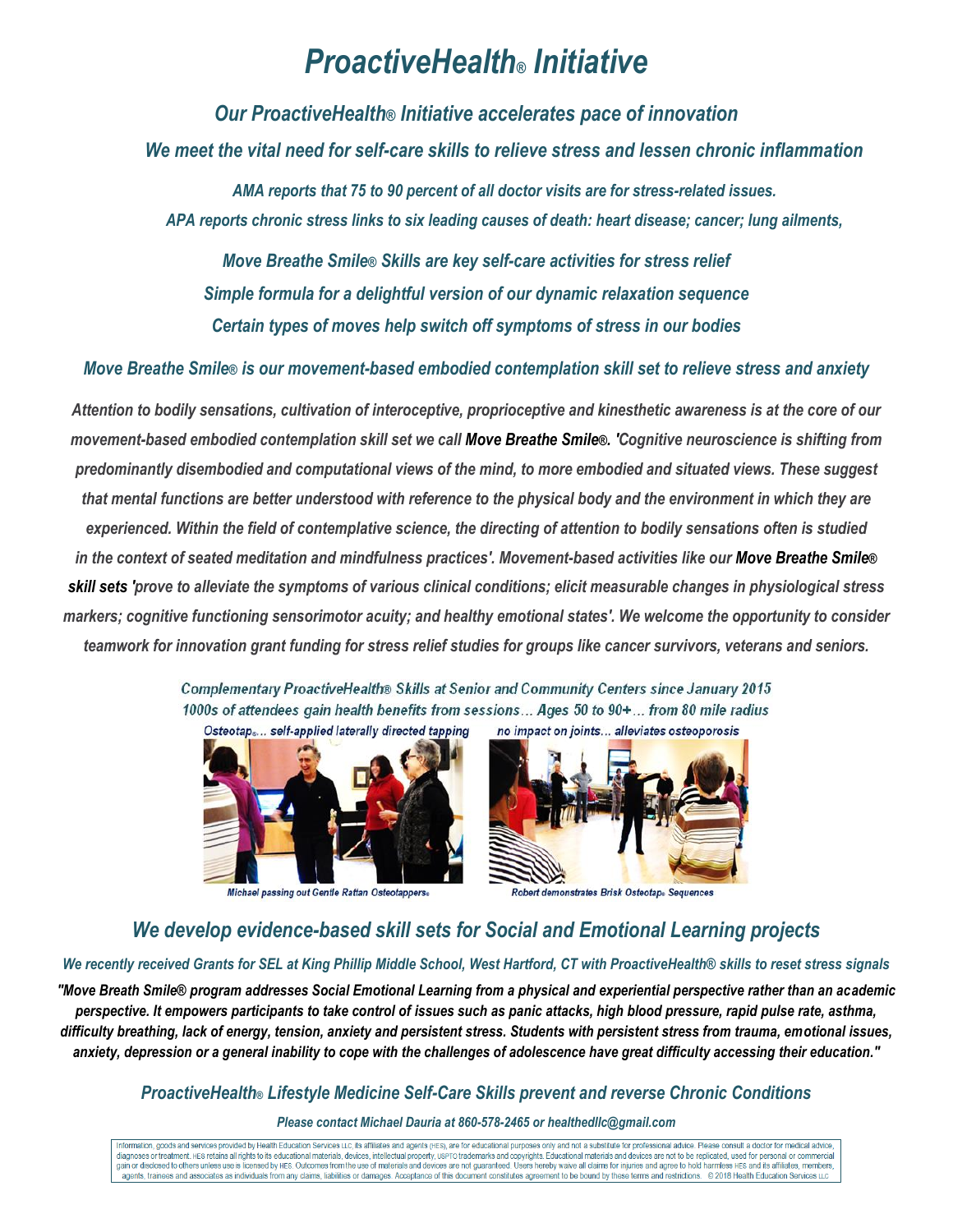# *ProactiveHealth® Initiative*

### *Our ProactiveHealth® Initiative accelerates pace of innovation*

### *We meet the vital need for self-care skills to relieve stress and lessen chronic inflammation*

*AMA reports that 75 to 90 percent of all doctor visits are for stress-related issues.*

*APA reports chronic stress links to six leading causes of death: heart disease; cancer; lung ailments,*

*Move Breathe Smile® Skills are key self-care activities for stress relief*

*Simple formula for a delightful version of our dynamic relaxation sequence*

*Certain types of moves help switch off symptoms of stress in our bodies*

### *Move Breathe Smile® is our movement-based embodied contemplation skill set to relieve stress and anxiety*

*Attention to bodily sensations, cultivation of interoceptive, proprioceptive and kinesthetic awareness is at the core of our movement-based embodied contemplation skill set we call* ***Move Breathe Smile®****. 'Cognitive neuroscience is shifting from predominantly disembodied and computational views of the mind, to more embodied and situated views. These suggest that mental functions are better understood with reference to the physical body and the environment in which they are experienced. Within the field of contemplative science, the directing of attention to bodily sensations often is studied in the context of seated meditation and mindfulness practices'. Movement-based activities like our* ***Move Breathe Smile® skill sets*** *'prove to alleviate the symptoms of various clinical conditions; elicit measurable changes in physiological stress markers; cognitive functioning sensorimotor acuity; and healthy emotional states'. We welcome the opportunity to consider teamwork for innovation grant funding for stress relief studies for groups like cancer survivors, veterans and seniors.*

*Complementary ProactiveHealth® Skills at Senior and Community Centers since January 2015*

*1000s of attendees gain health benefits from sessions… Ages 50 to 90+… from 80 mile radius*

*Osteotap®… self-applied laterally directed tapping* — *no impact on joints… alleviates osteoporosis*

*Michael passing out Gentle Rattan Osteotappers®*

*Robert demonstrates Brisk Osteotap® Sequences*

## *We develop evidence-based skill sets for Social and Emotional Learning projects*

*We recently received Grants for SEL at King Phillip Middle School, West Hartford, CT with ProactiveHealth® skills to reset stress signals*

*"Move Breath Smile® program addresses Social Emotional Learning from a physical and experiential perspective rather than an academic perspective. It empowers participants to take control of issues such as panic attacks, high blood pressure, rapid pulse rate, asthma, difficulty breathing, lack of energy, tension, anxiety and persistent stress. Students with persistent stress from trauma, emotional issues, anxiety, depression or a general inability to cope with the challenges of adolescence have great difficulty accessing their education."*

### *ProactiveHealth® Lifestyle Medicine Self-Care Skills prevent and reverse Chronic Conditions*

*Please contact Michael Dauria at 860-578-2465 or healthedllc@gmail.com*

Information, goods and services provided by Health Education Services LLC, its affiliates and agents (HES), are for educational purposes only and not a substitute for professional advice. Please consult a doctor for medical advice, diagnoses or treatment. HES retains all rights to its educational materials, devices, intellectual property, USPTO trademarks and copyrights. Educational materials and devices are not to be replicated, used for personal or commercial gain or disclosed to others unless use is licensed by HES. Outcomes from the use of materials and devices are not guaranteed. Users hereby waive all claims for injuries and agree to hold harmless HES and its affiliates, members, agents, trainees and associates as individuals from any claims, liabilities or damages. Acceptance of this document constitutes agreement to be bound by these terms and restrictions. © 2018 Health Education Services LLC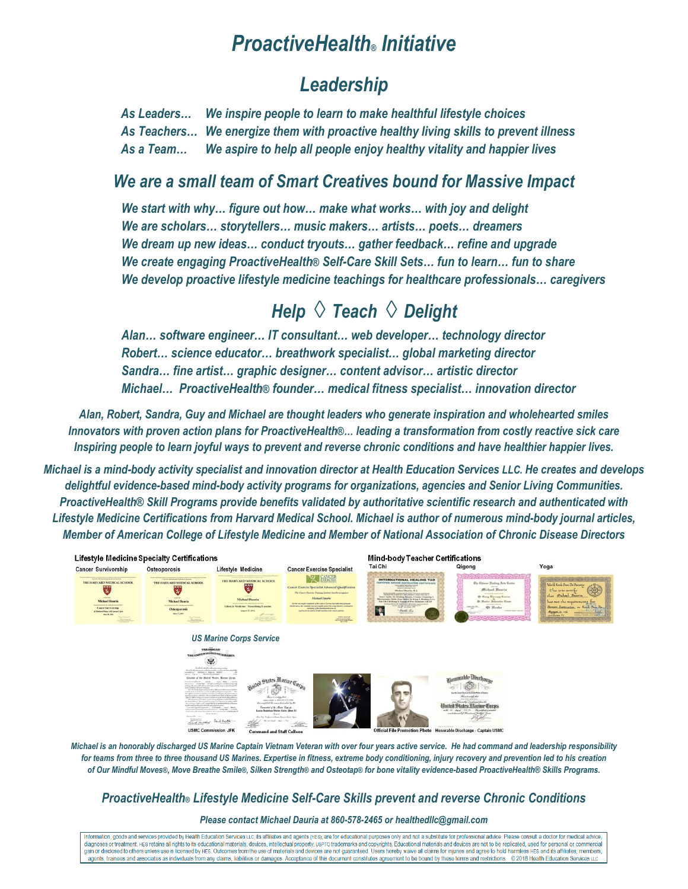# *ProactiveHealth® Initiative*

## *Leadership*

*As Leaders… We inspire people to learn to make healthful lifestyle choices*
*As Teachers… We energize them with proactive healthy living skills to prevent illness*
*As a Team… We aspire to help all people enjoy healthy vitality and happier lives*

## *We are a small team of Smart Creatives bound for Massive Impact*

*We start with why… figure out how… make what works… with joy and delight*
*We are scholars… storytellers… music makers… artists… poets… dreamers*
*We dream up new ideas… conduct tryouts… gather feedback… refine and upgrade*
*We create engaging ProactiveHealth® Self-Care Skill Sets… fun to learn… fun to share*
*We develop proactive lifestyle medicine teachings for healthcare professionals… caregivers*

## *Help ◊ Teach ◊ Delight*

*Alan… software engineer… IT consultant… web developer… technology director*
*Robert… science educator… breathwork specialist… global marketing director*
*Sandra… fine artist… graphic designer… content advisor… artistic director*
*Michael… ProactiveHealth® founder… medical fitness specialist… innovation director*

*Alan, Robert, Sandra, Guy and Michael are thought leaders who generate inspiration and wholehearted smiles*
*Innovators with proven action plans for ProactiveHealth®… leading a transformation from costly reactive sick care*
*Inspiring people to learn joyful ways to prevent and reverse chronic conditions and have healthier happier lives.*

*Michael is a mind-body activity specialist and innovation director at Health Education Services LLC. He creates and develops delightful evidence-based mind-body activity programs for organizations, agencies and Senior Living Communities. ProactiveHealth® Skill Programs provide benefits validated by authoritative scientific research and authenticated with Lifestyle Medicine Certifications from Harvard Medical School. Michael is author of numerous mind-body journal articles, Member of American College of Lifestyle Medicine and Member of National Association of Chronic Disease Directors*

Lifestyle Medicine Specialty Certifications

Cancer Survivorship | Osteoporosis | Lifestyle Medicine | Cancer Exercise Specialist

Mind-body Teacher Certifications

Tai Chi | Qigong | Yoga

*US Marine Corps Service*

USMC Commission JFK | Command and Staff College | Official File Promotion Photo | Honorable Discharge - Captain USMC

*Michael is an honorably discharged US Marine Captain Vietnam Veteran with over four years active service. He had command and leadership responsibility for teams from three to three thousand US Marines. Expertise in fitness, extreme body conditioning, injury recovery and prevention led to his creation of Our Mindful Moves®, Move Breathe Smile®, Silken Strength® and Osteotap® for bone vitality evidence-based ProactiveHealth® Skills Programs.*

### *ProactiveHealth® Lifestyle Medicine Self-Care Skills prevent and reverse Chronic Conditions*

***Please contact Michael Dauria at 860-578-2465 or healthedllc@gmail.com***

Information, goods and services provided by Health Education Services LLC, its affiliates and agents (HES), are for educational purposes only and not a substitute for professional advice. Please consult a doctor for medical advice, diagnoses or treatment. HES retains all rights to its educational materials, devices, intellectual property, USPTO trademarks and copyrights. Educational materials and devices are not to be replicated, used for personal or commercial gain or disclosed to others unless use is licensed by HES. Outcomes from the use of materials and devices are not guaranteed. Users hereby waive all claims for injuries and agree to hold harmless HES and its affiliates, members, agents, trainees and associates as individuals from any claims, liabilities or damages. Acceptance of this document constitutes agreement to be bound by these terms and restrictions. © 2018 Health Education Services LLC